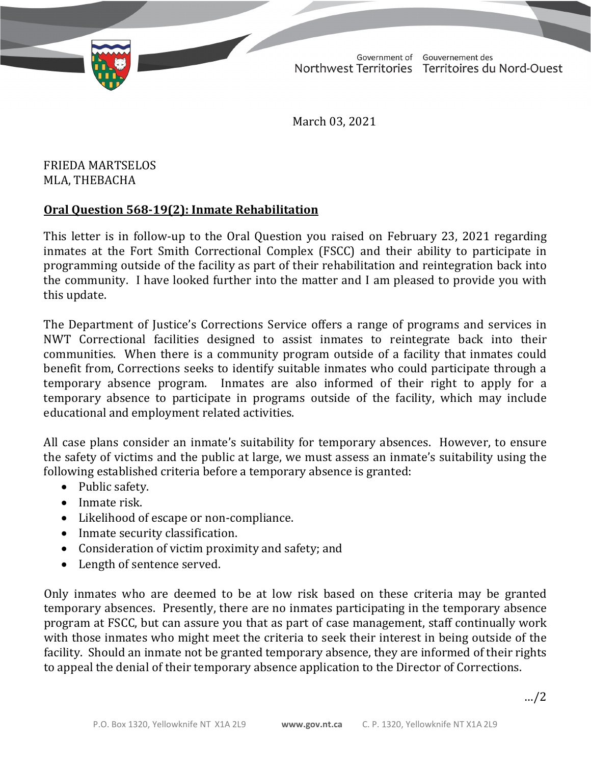Government of Northwest Territories | Gouvernement des Territoires du Nord-Ouest

March 03, 2021

FRIEDA MARTSELOS
MLA, THEBACHA

**Oral Question 568-19(2): Inmate Rehabilitation**

This letter is in follow-up to the Oral Question you raised on February 23, 2021 regarding inmates at the Fort Smith Correctional Complex (FSCC) and their ability to participate in programming outside of the facility as part of their rehabilitation and reintegration back into the community. I have looked further into the matter and I am pleased to provide you with this update.

The Department of Justice's Corrections Service offers a range of programs and services in NWT Correctional facilities designed to assist inmates to reintegrate back into their communities. When there is a community program outside of a facility that inmates could benefit from, Corrections seeks to identify suitable inmates who could participate through a temporary absence program. Inmates are also informed of their right to apply for a temporary absence to participate in programs outside of the facility, which may include educational and employment related activities.

All case plans consider an inmate's suitability for temporary absences. However, to ensure the safety of victims and the public at large, we must assess an inmate's suitability using the following established criteria before a temporary absence is granted:

- Public safety.
- Inmate risk.
- Likelihood of escape or non-compliance.
- Inmate security classification.
- Consideration of victim proximity and safety; and
- Length of sentence served.

Only inmates who are deemed to be at low risk based on these criteria may be granted temporary absences. Presently, there are no inmates participating in the temporary absence program at FSCC, but can assure you that as part of case management, staff continually work with those inmates who might meet the criteria to seek their interest in being outside of the facility. Should an inmate not be granted temporary absence, they are informed of their rights to appeal the denial of their temporary absence application to the Director of Corrections.

…/2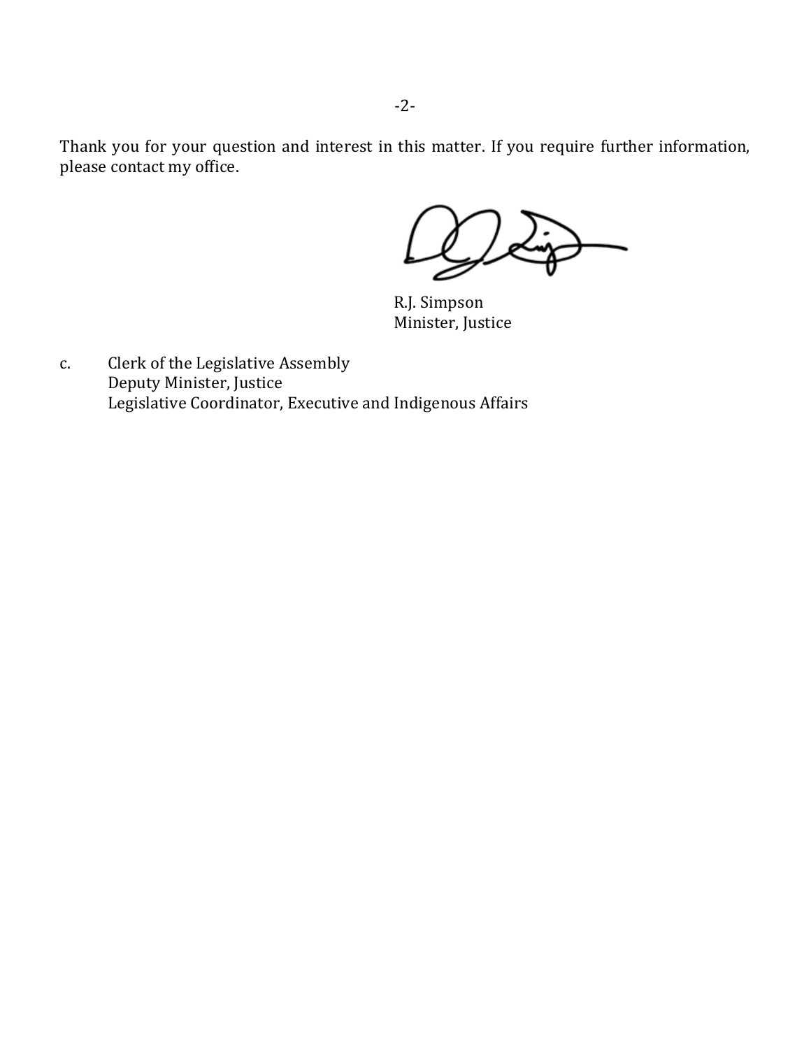Thank you for your question and interest in this matter. If you require further information, please contact my office.

R.J. Simpson
Minister, Justice

c. Clerk of the Legislative Assembly
Deputy Minister, Justice
Legislative Coordinator, Executive and Indigenous Affairs